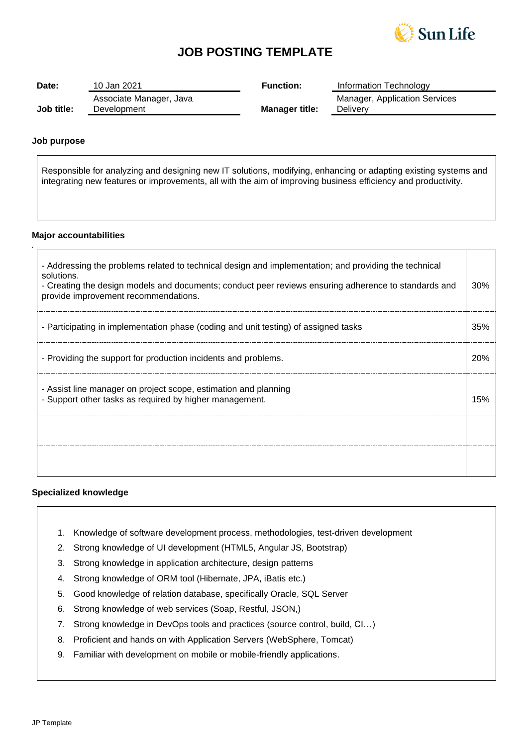# JOB POSTING TEMPLATE

| | | | |
|---|---|---|---|
| **Date:** | 10 Jan 2021 | **Function:** | Information Technology |
| **Job title:** | Associate Manager, Java Development | **Manager title:** | Manager, Application Services Delivery |

**Job purpose**

Responsible for analyzing and designing new IT solutions, modifying, enhancing or adapting existing systems and integrating new features or improvements, all with the aim of improving business efficiency and productivity.

**Major accountabilities**

| | |
|---|---|
| - Addressing the problems related to technical design and implementation; and providing the technical solutions.<br>- Creating the design models and documents; conduct peer reviews ensuring adherence to standards and provide improvement recommendations. | 30% |
| - Participating in implementation phase (coding and unit testing) of assigned tasks | 35% |
| - Providing the support for production incidents and problems. | 20% |
| - Assist line manager on project scope, estimation and planning<br>- Support other tasks as required by higher management. | 15% |
| | |
| | |

**Specialized knowledge**

1. Knowledge of software development process, methodologies, test-driven development
2. Strong knowledge of UI development (HTML5, Angular JS, Bootstrap)
3. Strong knowledge in application architecture, design patterns
4. Strong knowledge of ORM tool (Hibernate, JPA, iBatis etc.)
5. Good knowledge of relation database, specifically Oracle, SQL Server
6. Strong knowledge of web services (Soap, Restful, JSON,)
7. Strong knowledge in DevOps tools and practices (source control, build, CI…)
8. Proficient and hands on with Application Servers (WebSphere, Tomcat)
9. Familiar with development on mobile or mobile-friendly applications.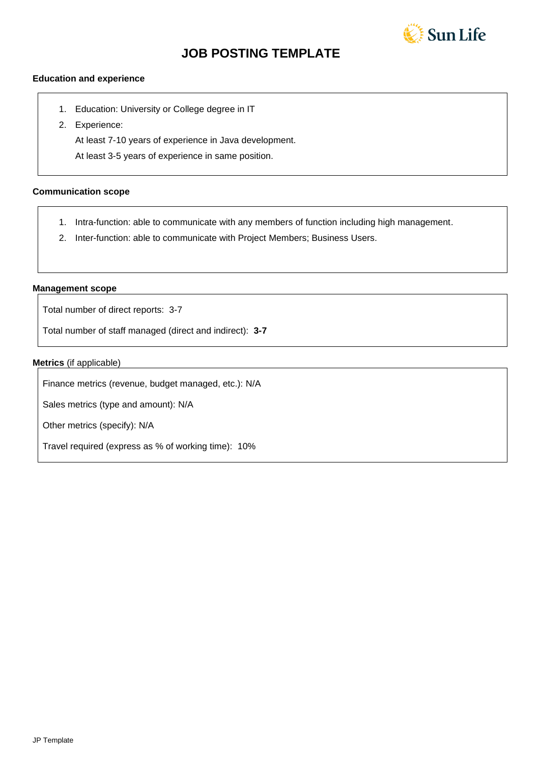# JOB POSTING TEMPLATE

**Education and experience**

1. Education: University or College degree in IT
2. Experience:

   At least 7-10 years of experience in Java development.

   At least 3-5 years of experience in same position.

**Communication scope**

1. Intra-function: able to communicate with any members of function including high management.
2. Inter-function: able to communicate with Project Members; Business Users.

**Management scope**

Total number of direct reports: 3-7

Total number of staff managed (direct and indirect): **3-7**

**Metrics** (if applicable)

Finance metrics (revenue, budget managed, etc.): N/A

Sales metrics (type and amount): N/A

Other metrics (specify): N/A

Travel required (express as % of working time): 10%